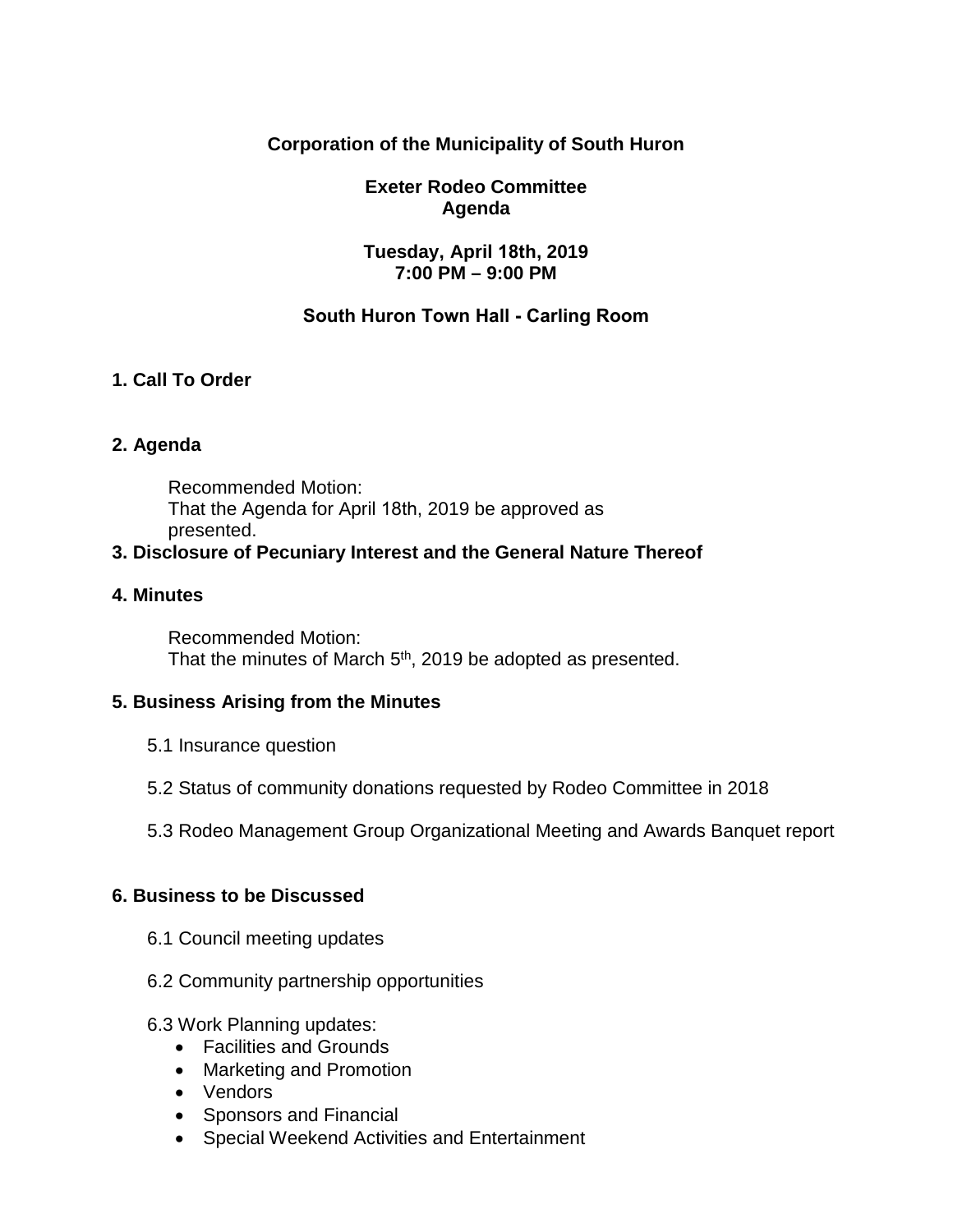**Corporation of the Municipality of South Huron**

**Exeter Rodeo Committee**
**Agenda**

**Tuesday, April 18th, 2019**
**7:00 PM – 9:00 PM**

**South Huron Town Hall - Carling Room**

## 1. Call To Order

## 2. Agenda

Recommended Motion:
That the Agenda for April 18th, 2019 be approved as presented.

## 3. Disclosure of Pecuniary Interest and the General Nature Thereof

## 4. Minutes

Recommended Motion:
That the minutes of March 5th, 2019 be adopted as presented.

## 5. Business Arising from the Minutes

5.1 Insurance question

5.2 Status of community donations requested by Rodeo Committee in 2018

5.3 Rodeo Management Group Organizational Meeting and Awards Banquet report

## 6. Business to be Discussed

6.1 Council meeting updates

6.2 Community partnership opportunities

6.3 Work Planning updates:

- Facilities and Grounds
- Marketing and Promotion
- Vendors
- Sponsors and Financial
- Special Weekend Activities and Entertainment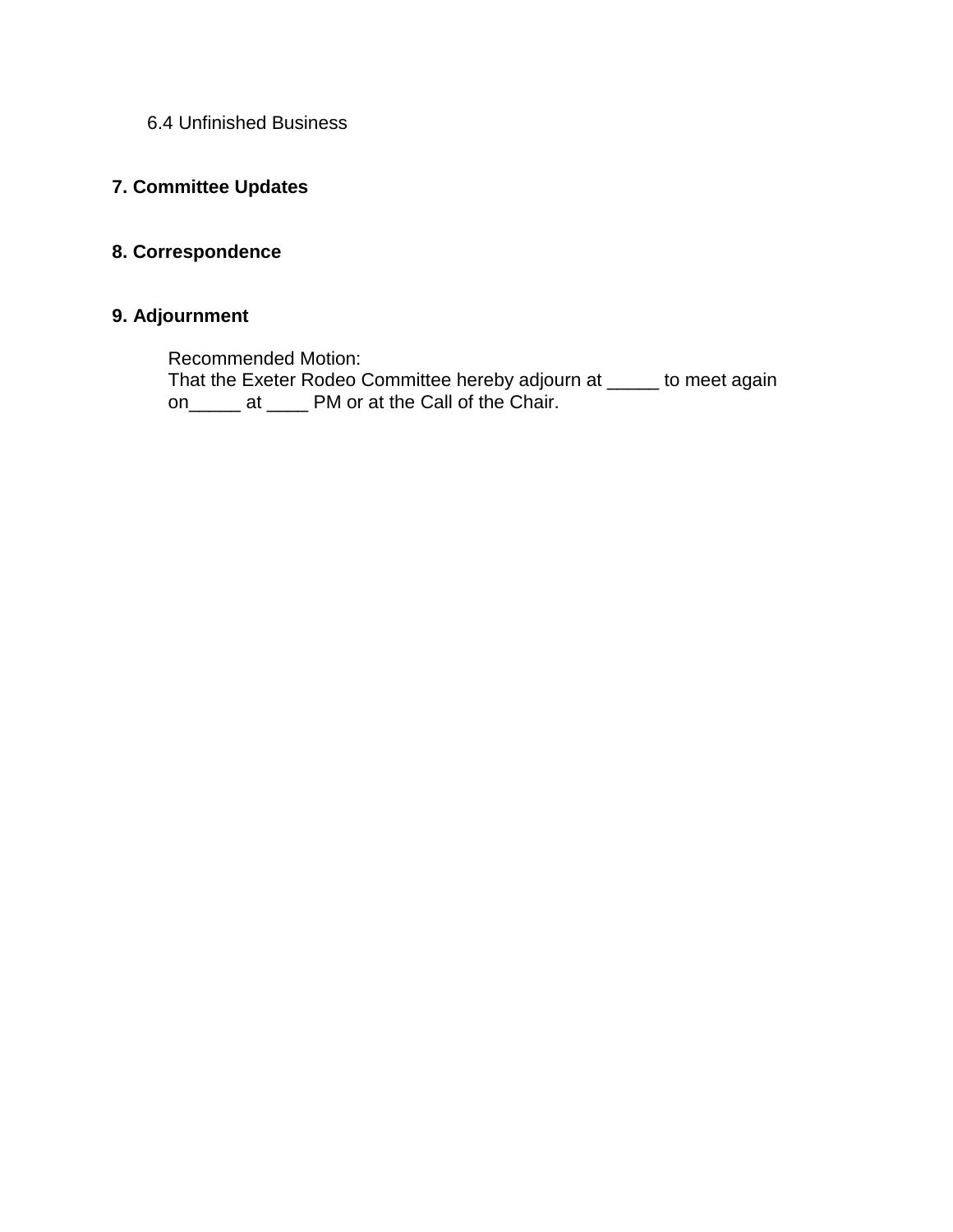6.4 Unfinished Business

**7. Committee Updates**

**8. Correspondence**

**9. Adjournment**

Recommended Motion:
That the Exeter Rodeo Committee hereby adjourn at _____ to meet again on_____ at ____ PM or at the Call of the Chair.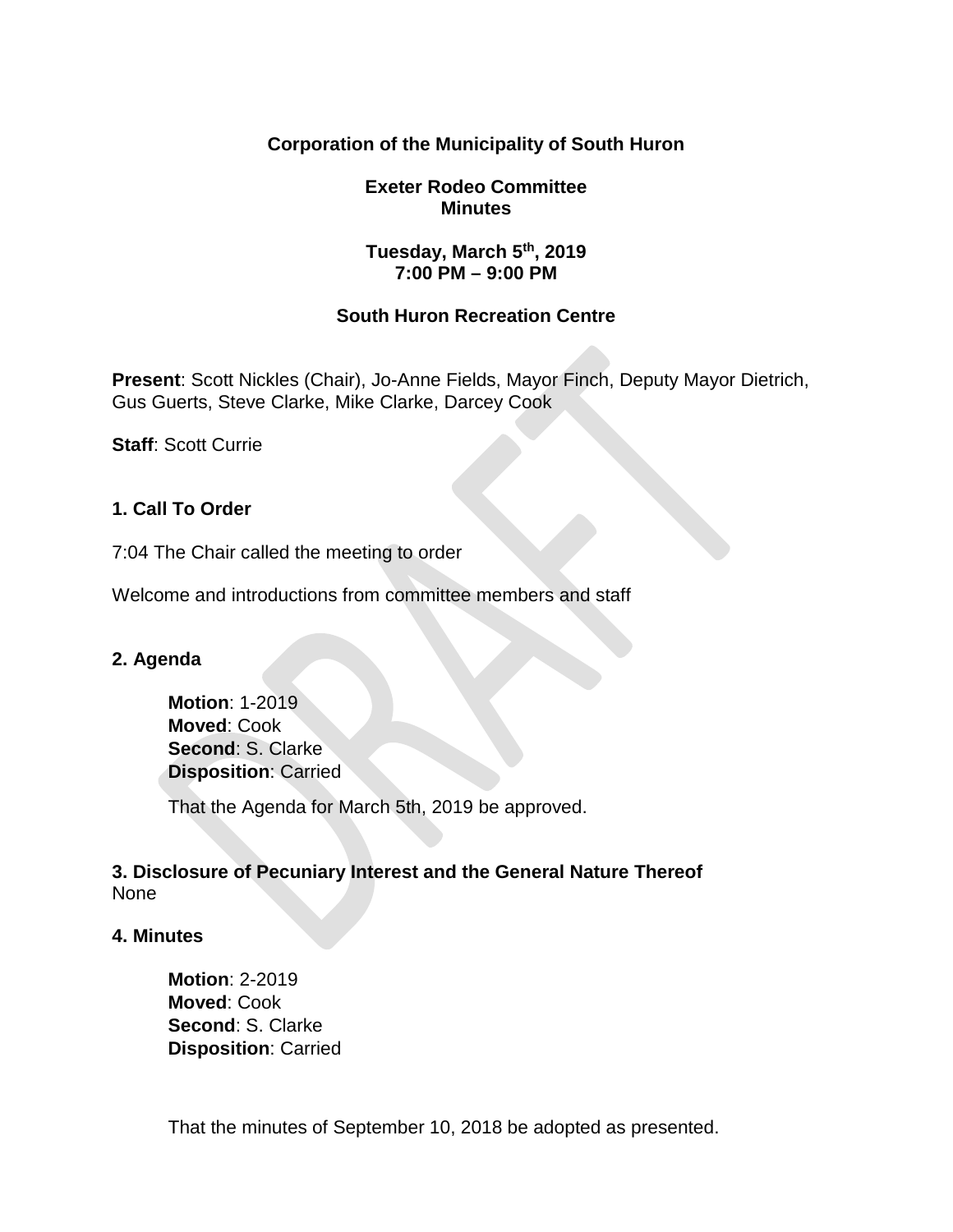**Corporation of the Municipality of South Huron**

**Exeter Rodeo Committee**
**Minutes**

**Tuesday, March 5th, 2019**
**7:00 PM – 9:00 PM**

**South Huron Recreation Centre**

**Present**: Scott Nickles (Chair), Jo-Anne Fields, Mayor Finch, Deputy Mayor Dietrich, Gus Guerts, Steve Clarke, Mike Clarke, Darcey Cook

**Staff**: Scott Currie

### 1. Call To Order

7:04 The Chair called the meeting to order

Welcome and introductions from committee members and staff

### 2. Agenda

**Motion**: 1-2019
**Moved**: Cook
**Second**: S. Clarke
**Disposition**: Carried

That the Agenda for March 5th, 2019 be approved.

### 3. Disclosure of Pecuniary Interest and the General Nature Thereof

None

### 4. Minutes

**Motion**: 2-2019
**Moved**: Cook
**Second**: S. Clarke
**Disposition**: Carried

That the minutes of September 10, 2018 be adopted as presented.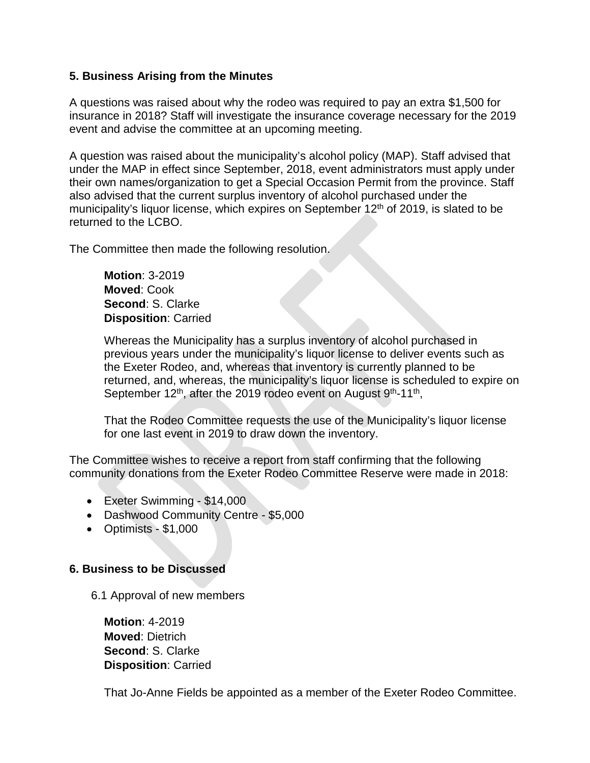## 5. Business Arising from the Minutes

A questions was raised about why the rodeo was required to pay an extra $1,500 for insurance in 2018? Staff will investigate the insurance coverage necessary for the 2019 event and advise the committee at an upcoming meeting.

A question was raised about the municipality's alcohol policy (MAP). Staff advised that under the MAP in effect since September, 2018, event administrators must apply under their own names/organization to get a Special Occasion Permit from the province. Staff also advised that the current surplus inventory of alcohol purchased under the municipality's liquor license, which expires on September 12th of 2019, is slated to be returned to the LCBO.

The Committee then made the following resolution.

> **Motion**: 3-2019
> **Moved**: Cook
> **Second**: S. Clarke
> **Disposition**: Carried
>
> Whereas the Municipality has a surplus inventory of alcohol purchased in previous years under the municipality's liquor license to deliver events such as the Exeter Rodeo, and, whereas that inventory is currently planned to be returned, and, whereas, the municipality's liquor license is scheduled to expire on September 12th, after the 2019 rodeo event on August 9th-11th,
>
> That the Rodeo Committee requests the use of the Municipality's liquor license for one last event in 2019 to draw down the inventory.

The Committee wishes to receive a report from staff confirming that the following community donations from the Exeter Rodeo Committee Reserve were made in 2018:

- Exeter Swimming - $14,000
- Dashwood Community Centre - $5,000
- Optimists - $1,000

## 6. Business to be Discussed

6.1 Approval of new members

> **Motion**: 4-2019
> **Moved**: Dietrich
> **Second**: S. Clarke
> **Disposition**: Carried
>
> That Jo-Anne Fields be appointed as a member of the Exeter Rodeo Committee.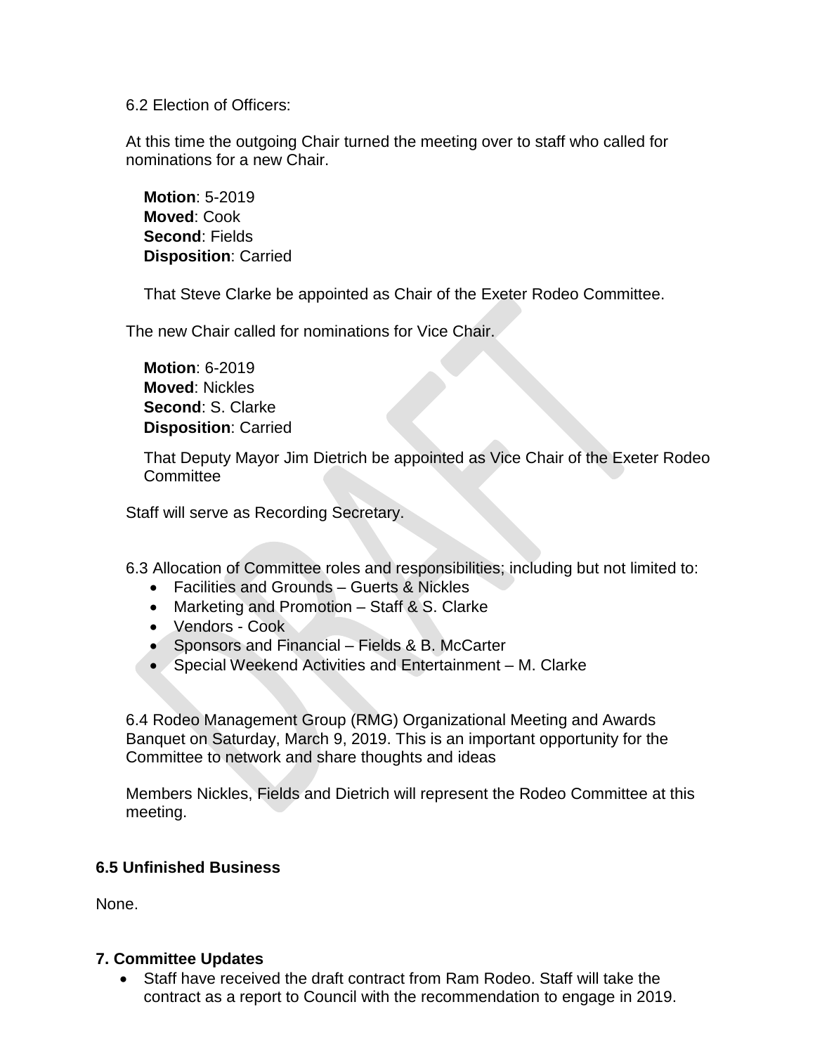6.2 Election of Officers:

At this time the outgoing Chair turned the meeting over to staff who called for nominations for a new Chair.

**Motion**: 5-2019
**Moved**: Cook
**Second**: Fields
**Disposition**: Carried

That Steve Clarke be appointed as Chair of the Exeter Rodeo Committee.

The new Chair called for nominations for Vice Chair.

**Motion**: 6-2019
**Moved**: Nickles
**Second**: S. Clarke
**Disposition**: Carried

That Deputy Mayor Jim Dietrich be appointed as Vice Chair of the Exeter Rodeo Committee

Staff will serve as Recording Secretary.

6.3 Allocation of Committee roles and responsibilities; including but not limited to:

- Facilities and Grounds – Guerts & Nickles
- Marketing and Promotion – Staff & S. Clarke
- Vendors - Cook
- Sponsors and Financial – Fields & B. McCarter
- Special Weekend Activities and Entertainment – M. Clarke

6.4 Rodeo Management Group (RMG) Organizational Meeting and Awards Banquet on Saturday, March 9, 2019. This is an important opportunity for the Committee to network and share thoughts and ideas

Members Nickles, Fields and Dietrich will represent the Rodeo Committee at this meeting.

### 6.5 Unfinished Business

None.

### 7. Committee Updates

- Staff have received the draft contract from Ram Rodeo. Staff will take the contract as a report to Council with the recommendation to engage in 2019.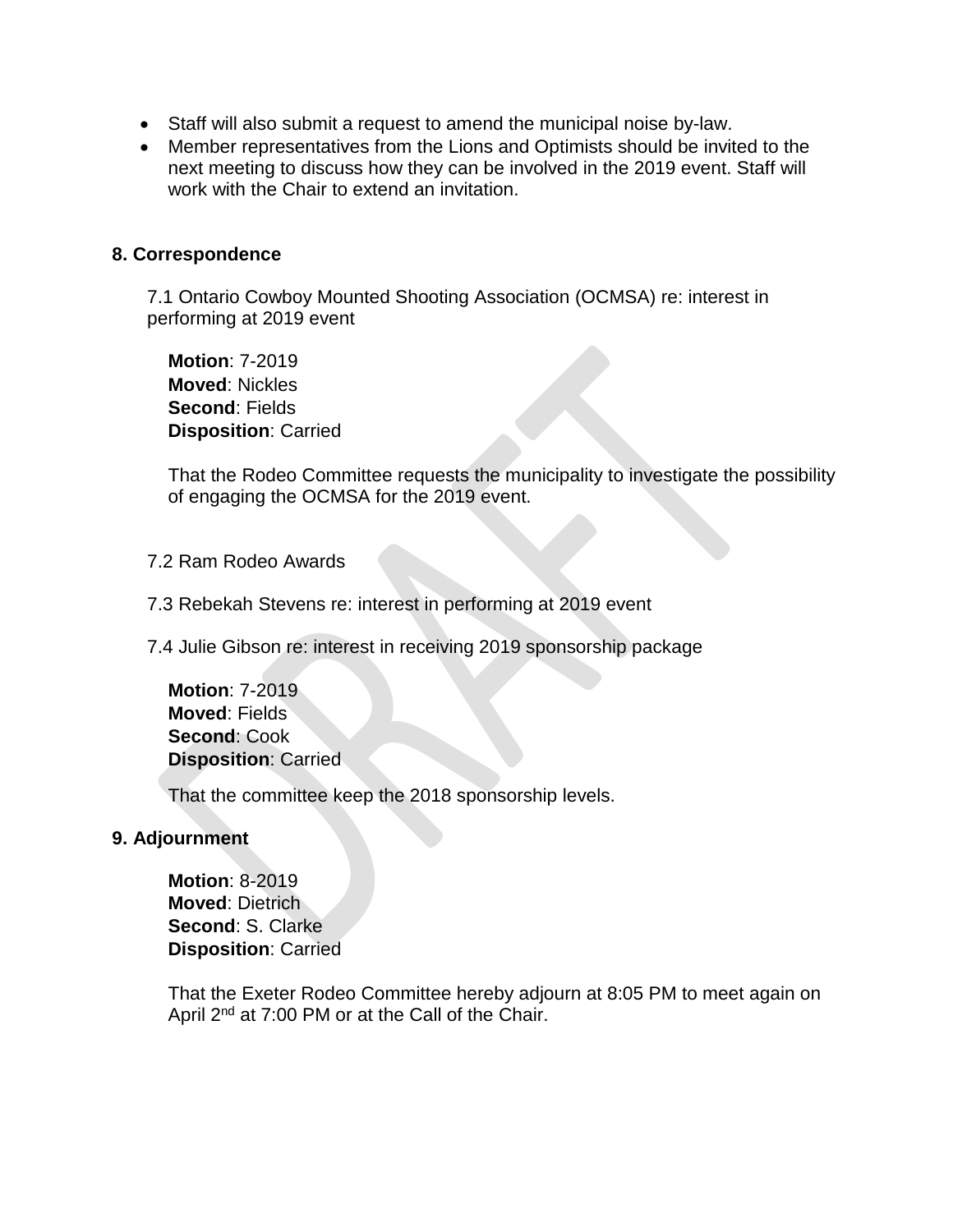- Staff will also submit a request to amend the municipal noise by-law.
- Member representatives from the Lions and Optimists should be invited to the next meeting to discuss how they can be involved in the 2019 event. Staff will work with the Chair to extend an invitation.

### 8. Correspondence

7.1 Ontario Cowboy Mounted Shooting Association (OCMSA) re: interest in performing at 2019 event

**Motion**: 7-2019
**Moved**: Nickles
**Second**: Fields
**Disposition**: Carried

That the Rodeo Committee requests the municipality to investigate the possibility of engaging the OCMSA for the 2019 event.

7.2 Ram Rodeo Awards

7.3 Rebekah Stevens re: interest in performing at 2019 event

7.4 Julie Gibson re: interest in receiving 2019 sponsorship package

**Motion**: 7-2019
**Moved**: Fields
**Second**: Cook
**Disposition**: Carried

That the committee keep the 2018 sponsorship levels.

### 9. Adjournment

**Motion**: 8-2019
**Moved**: Dietrich
**Second**: S. Clarke
**Disposition**: Carried

That the Exeter Rodeo Committee hereby adjourn at 8:05 PM to meet again on April 2nd at 7:00 PM or at the Call of the Chair.